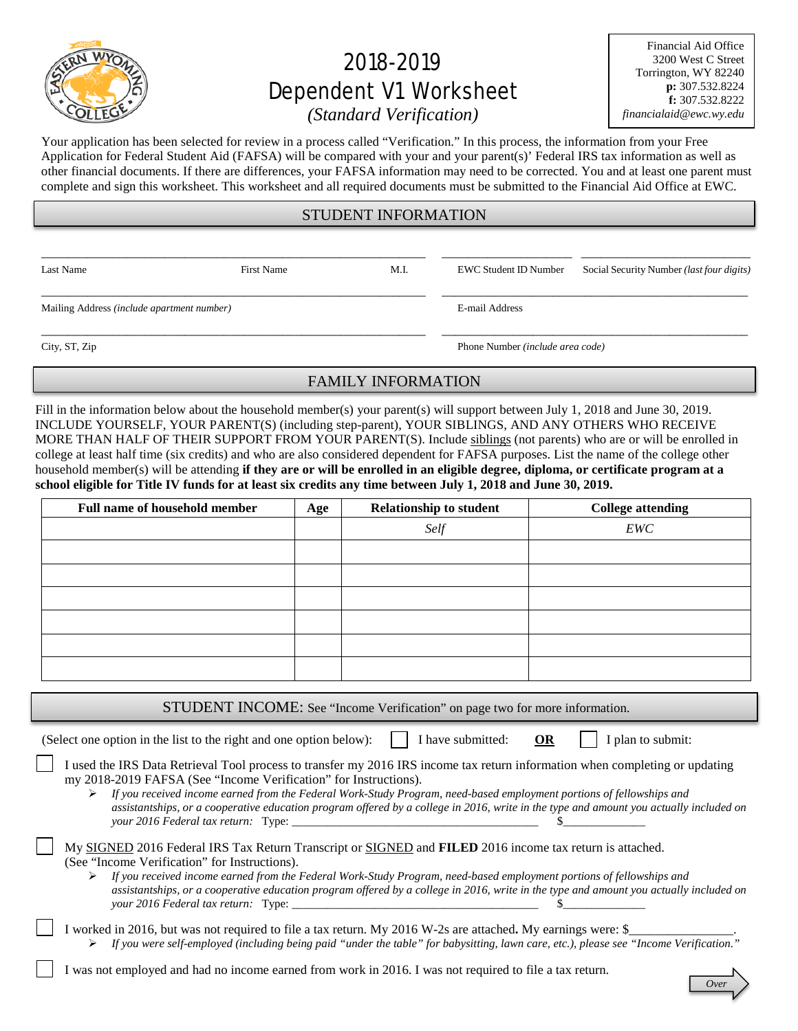# 2018-2019 Dependent V1 Worksheet

*(Standard Verification)*

Financial Aid Office
3200 West C Street
Torrington, WY 82240
**p:** 307.532.8224
**f:** 307.532.8222
*financialaid@ewc.wy.edu*

Your application has been selected for review in a process called "Verification." In this process, the information from your Free Application for Federal Student Aid (FAFSA) will be compared with your and your parent(s)' Federal IRS tax information as well as other financial documents. If there are differences, your FAFSA information may need to be corrected. You and at least one parent must complete and sign this worksheet. This worksheet and all required documents must be submitted to the Financial Aid Office at EWC.

## STUDENT INFORMATION

_______________________________________________ _______________ ____________________

Last Name First Name M.I. EWC Student ID Number Social Security Number *(last four digits)*

_______________________________________________ ____________________________________

Mailing Address *(include apartment number)* E-mail Address

_______________________________________________ ____________________________________

City, ST, Zip Phone Number *(include area code)*

## FAMILY INFORMATION

Fill in the information below about the household member(s) your parent(s) will support between July 1, 2018 and June 30, 2019. INCLUDE YOURSELF, YOUR PARENT(S) (including step-parent), YOUR SIBLINGS, AND ANY OTHERS WHO RECEIVE MORE THAN HALF OF THEIR SUPPORT FROM YOUR PARENT(S). Include siblings (not parents) who are or will be enrolled in college at least half time (six credits) and who are also considered dependent for FAFSA purposes. List the name of the college other household member(s) will be attending **if they are or will be enrolled in an eligible degree, diploma, or certificate program at a school eligible for Title IV funds for at least six credits any time between July 1, 2018 and June 30, 2019.**

| Full name of household member | Age | Relationship to student | College attending |
|---|---|---|---|
| | | *Self* | *EWC* |
| | | | |
| | | | |
| | | | |
| | | | |
| | | | |
| | | | |

## STUDENT INCOME: See "Income Verification" on page two for more information.

(Select one option in the list to the right and one option below): ☐ I have submitted: **OR** ☐ I plan to submit:

☐ I used the IRS Data Retrieval Tool process to transfer my 2016 IRS income tax return information when completing or updating my 2018-2019 FAFSA (See "Income Verification" for Instructions).

- *If you received income earned from the Federal Work-Study Program, need-based employment portions of fellowships and assistantships, or a cooperative education program offered by a college in 2016, write in the type and amount you actually included on your 2016 Federal tax return:* Type: ______________________________ $____________

☐ My SIGNED 2016 Federal IRS Tax Return Transcript or SIGNED and **FILED** 2016 income tax return is attached. (See "Income Verification" for Instructions).

- *If you received income earned from the Federal Work-Study Program, need-based employment portions of fellowships and assistantships, or a cooperative education program offered by a college in 2016, write in the type and amount you actually included on your 2016 Federal tax return:* Type: ______________________________ $____________

☐ I worked in 2016, but was not required to file a tax return. My 2016 W-2s are attached**.** My earnings were: $______________.

- *If you were self-employed (including being paid "under the table" for babysitting, lawn care, etc.), please see "Income Verification."*

☐ I was not employed and had no income earned from work in 2016. I was not required to file a tax return.

*Over*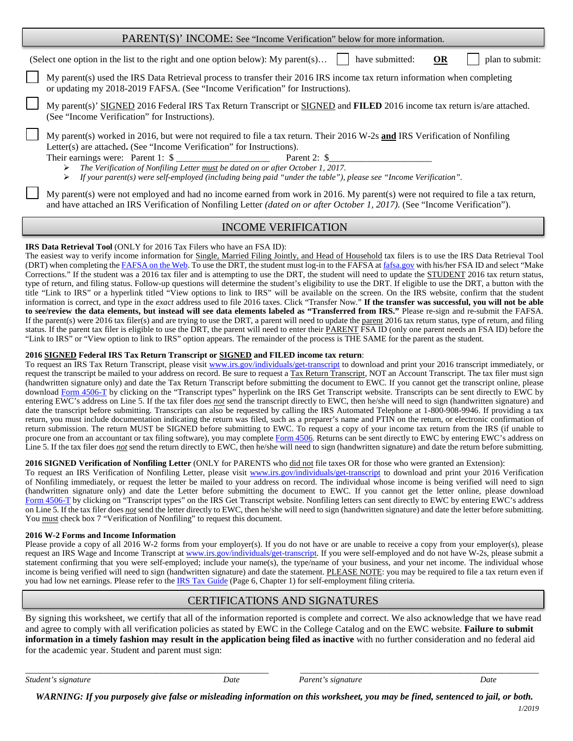## PARENT(S)' INCOME: See "Income Verification" below for more information.

(Select one option in the list to the right and one option below): My parent(s)… ☐ have submitted: **OR** ☐ plan to submit:

☐ My parent(s) used the IRS Data Retrieval process to transfer their 2016 IRS income tax return information when completing or updating my 2018-2019 FAFSA. (See "Income Verification" for Instructions).

☐ My parent(s)' SIGNED 2016 Federal IRS Tax Return Transcript or SIGNED and **FILED** 2016 income tax return is/are attached. (See "Income Verification" for Instructions).

☐ My parent(s) worked in 2016, but were not required to file a tax return. Their 2016 W-2s **and** IRS Verification of Nonfiling Letter(s) are attached**.** (See "Income Verification" for Instructions).
Their earnings were: Parent 1: $ ___________________ Parent 2: $_____________________

- *The Verification of Nonfiling Letter must be dated on or after October 1, 2017.*
- *If your parent(s) were self-employed (including being paid "under the table"), please see "Income Verification".*

☐ My parent(s) were not employed and had no income earned from work in 2016. My parent(s) were not required to file a tax return, and have attached an IRS Verification of Nonfiling Letter *(dated on or after October 1, 2017)*. (See "Income Verification").

## INCOME VERIFICATION

**IRS Data Retrieval Tool** (ONLY for 2016 Tax Filers who have an FSA ID):
The easiest way to verify income information for Single, Married Filing Jointly, and Head of Household tax filers is to use the IRS Data Retrieval Tool (DRT) when completing the FAFSA on the Web. To use the DRT, the student must log-in to the FAFSA at fafsa.gov with his/her FSA ID and select "Make Corrections." If the student was a 2016 tax filer and is attempting to use the DRT, the student will need to update the STUDENT 2016 tax return status, type of return, and filing status. Follow-up questions will determine the student's eligibility to use the DRT. If eligible to use the DRT, a button with the title "Link to IRS" or a hyperlink titled "View options to link to IRS" will be available on the screen. On the IRS website, confirm that the student information is correct, and type in the *exact* address used to file 2016 taxes. Click "Transfer Now." **If the transfer was successful, you will not be able to see/review the data elements, but instead will see data elements labeled as "Transferred from IRS."** Please re-sign and re-submit the FAFSA. If the parent(s) were 2016 tax filer(s) and are trying to use the DRT, a parent will need to update the parent 2016 tax return status, type of return, and filing status. If the parent tax filer is eligible to use the DRT, the parent will need to enter their PARENT FSA ID (only one parent needs an FSA ID) before the "Link to IRS" or "View option to link to IRS" option appears. The remainder of the process is THE SAME for the parent as the student.

**2016 SIGNED Federal IRS Tax Return Transcript or SIGNED and FILED income tax return**:
To request an IRS Tax Return Transcript, please visit www.irs.gov/individuals/get-transcript to download and print your 2016 transcript immediately, or request the transcript be mailed to your address on record. Be sure to request a Tax Return Transcript, NOT an Account Transcript. The tax filer must sign (handwritten signature only) and date the Tax Return Transcript before submitting the document to EWC. If you cannot get the transcript online, please download Form 4506-T by clicking on the "Transcript types" hyperlink on the IRS Get Transcript website. Transcripts can be sent directly to EWC by entering EWC's address on Line 5. If the tax filer does *not* send the transcript directly to EWC, then he/she will need to sign (handwritten signature) and date the transcript before submitting. Transcripts can also be requested by calling the IRS Automated Telephone at 1-800-908-9946. If providing a tax return, you must include documentation indicating the return was filed, such as a preparer's name and PTIN on the return, or electronic confirmation of return submission. The return MUST be SIGNED before submitting to EWC. To request a copy of your income tax return from the IRS (if unable to procure one from an accountant or tax filing software), you may complete Form 4506. Returns can be sent directly to EWC by entering EWC's address on Line 5. If the tax filer does *not* send the return directly to EWC, then he/she will need to sign (handwritten signature) and date the return before submitting.

**2016 SIGNED Verification of Nonfiling Letter** (ONLY for PARENTS who did not file taxes OR for those who were granted an Extension):
To request an IRS Verification of Nonfiling Letter, please visit www.irs.gov/individuals/get-transcript to download and print your 2016 Verification of Nonfiling immediately, or request the letter be mailed to your address on record. The individual whose income is being verified will need to sign (handwritten signature only) and date the Letter before submitting the document to EWC. If you cannot get the letter online, please download Form 4506-T by clicking on "Transcript types" on the IRS Get Transcript website. Nonfiling letters can sent directly to EWC by entering EWC's address on Line 5. If the tax filer does *not* send the letter directly to EWC, then he/she will need to sign (handwritten signature) and date the letter before submitting. You must check box 7 "Verification of Nonfiling" to request this document.

**2016 W-2 Forms and Income Information**
Please provide a copy of all 2016 W-2 forms from your employer(s). If you do not have or are unable to receive a copy from your employer(s), please request an IRS Wage and Income Transcript at www.irs.gov/individuals/get-transcript. If you were self-employed and do not have W-2s, please submit a statement confirming that you were self-employed; include your name(s), the type/name of your business, and your net income. The individual whose income is being verified will need to sign (handwritten signature) and date the statement. PLEASE NOTE: you may be required to file a tax return even if you had low net earnings. Please refer to the IRS Tax Guide (Page 6, Chapter 1) for self-employment filing criteria.

## CERTIFICATIONS AND SIGNATURES

By signing this worksheet, we certify that all of the information reported is complete and correct. We also acknowledge that we have read and agree to comply with all verification policies as stated by EWC in the College Catalog and on the EWC website. **Failure to submit information in a timely fashion may result in the application being filed as inactive** with no further consideration and no federal aid for the academic year. Student and parent must sign:

_______________________________________________ _______________________________________________
*Student's signature* *Date* *Parent's signature* *Date*

***WARNING: If you purposely give false or misleading information on this worksheet, you may be fined, sentenced to jail, or both.***

*1/2019*